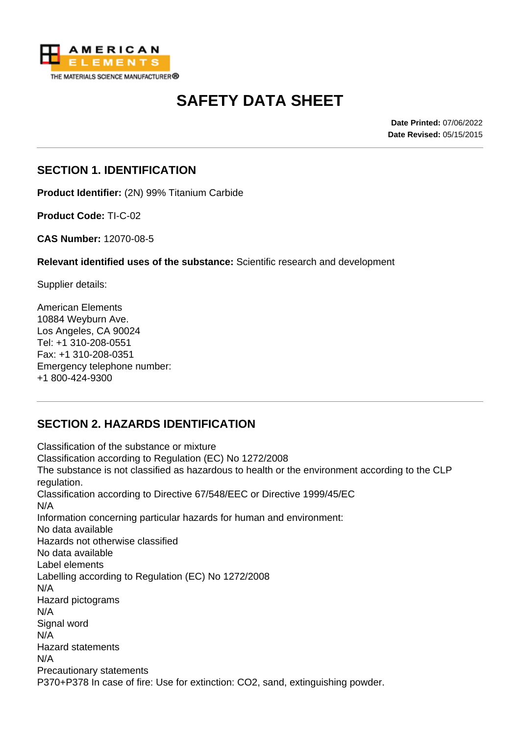# SAFETY DATA SHEET

**Date Printed:** 07/06/2022
**Date Revised:** 05/15/2015

## SECTION 1. IDENTIFICATION

**Product Identifier:** (2N) 99% Titanium Carbide

**Product Code:** TI-C-02

**CAS Number:** 12070-08-5

**Relevant identified uses of the substance:** Scientific research and development

Supplier details:

American Elements
10884 Weyburn Ave.
Los Angeles, CA 90024
Tel: +1 310-208-0551
Fax: +1 310-208-0351
Emergency telephone number:
+1 800-424-9300

## SECTION 2. HAZARDS IDENTIFICATION

Classification of the substance or mixture
Classification according to Regulation (EC) No 1272/2008
The substance is not classified as hazardous to health or the environment according to the CLP regulation.
Classification according to Directive 67/548/EEC or Directive 1999/45/EC
N/A
Information concerning particular hazards for human and environment:
No data available
Hazards not otherwise classified
No data available
Label elements
Labelling according to Regulation (EC) No 1272/2008
N/A
Hazard pictograms
N/A
Signal word
N/A
Hazard statements
N/A
Precautionary statements
P370+P378 In case of fire: Use for extinction: $CO_2$, sand, extinguishing powder.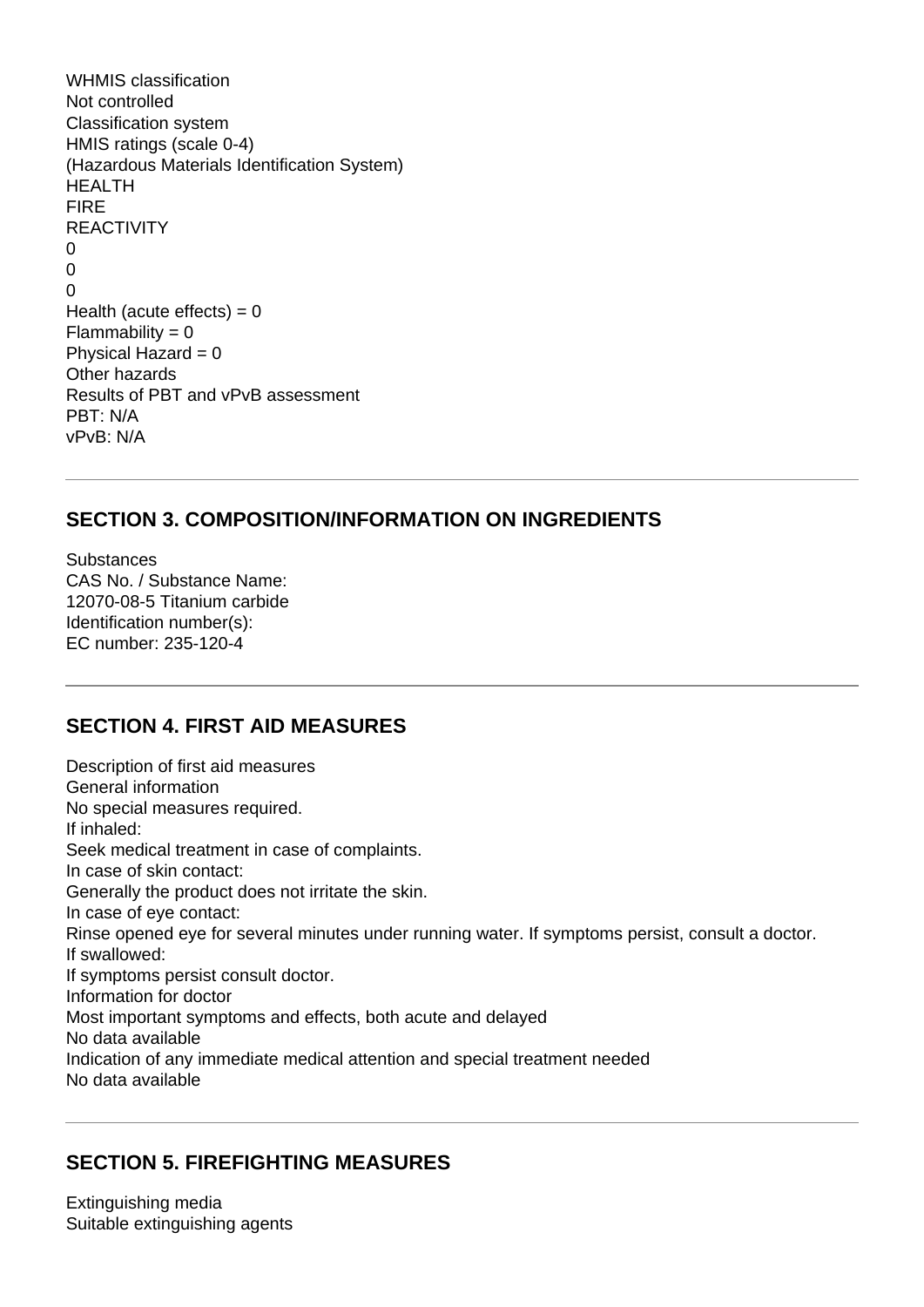WHMIS classification
Not controlled
Classification system
HMIS ratings (scale 0-4)
(Hazardous Materials Identification System)
HEALTH
FIRE
REACTIVITY
0
0
0
Health (acute effects) = 0
Flammability = 0
Physical Hazard = 0
Other hazards
Results of PBT and vPvB assessment
PBT: N/A
vPvB: N/A

---

## SECTION 3. COMPOSITION/INFORMATION ON INGREDIENTS

Substances
CAS No. / Substance Name:
12070-08-5 Titanium carbide
Identification number(s):
EC number: 235-120-4

---

## SECTION 4. FIRST AID MEASURES

Description of first aid measures
General information
No special measures required.
If inhaled:
Seek medical treatment in case of complaints.
In case of skin contact:
Generally the product does not irritate the skin.
In case of eye contact:
Rinse opened eye for several minutes under running water. If symptoms persist, consult a doctor.
If swallowed:
If symptoms persist consult doctor.
Information for doctor
Most important symptoms and effects, both acute and delayed
No data available
Indication of any immediate medical attention and special treatment needed
No data available

---

## SECTION 5. FIREFIGHTING MEASURES

Extinguishing media
Suitable extinguishing agents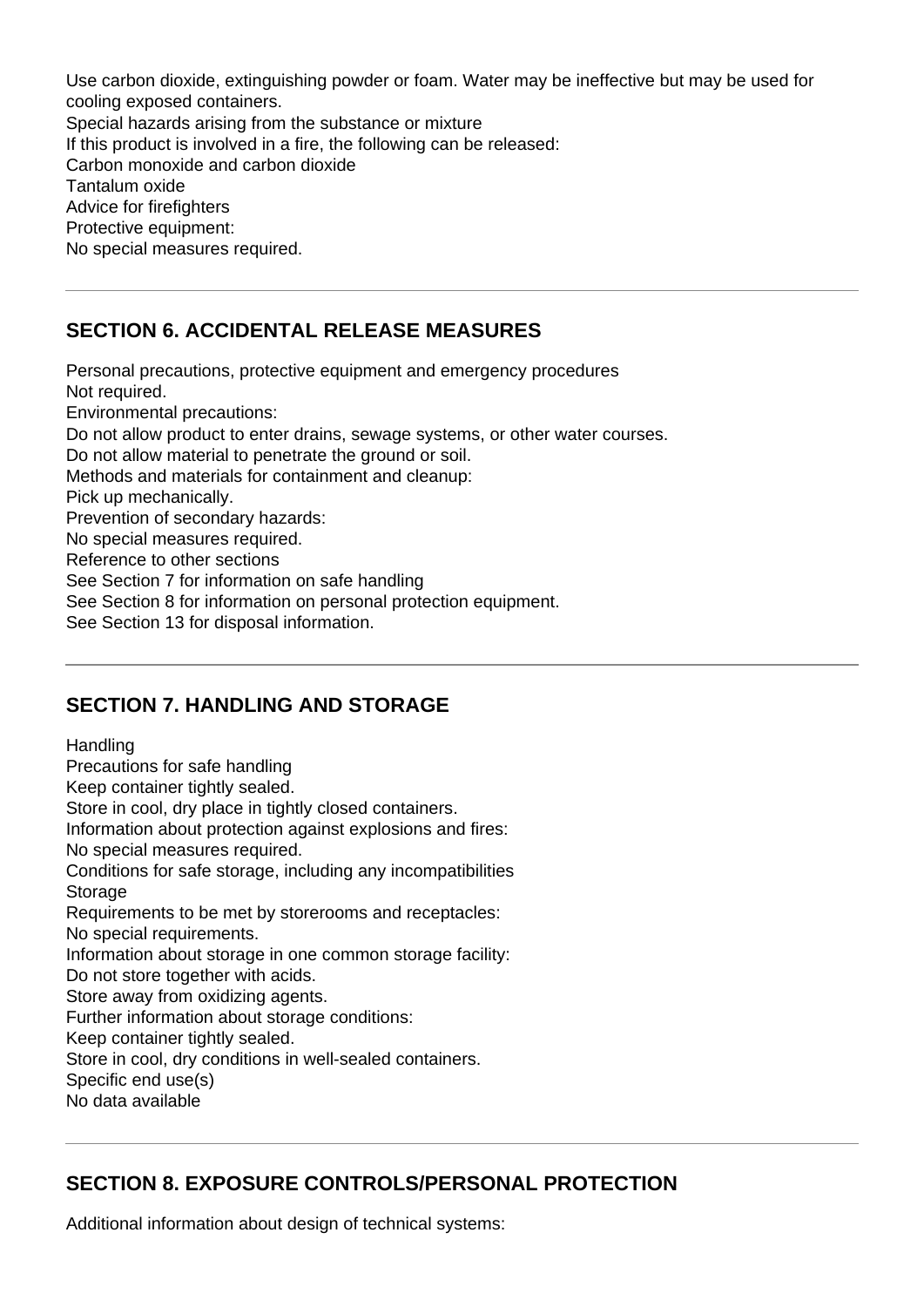Use carbon dioxide, extinguishing powder or foam. Water may be ineffective but may be used for cooling exposed containers.
Special hazards arising from the substance or mixture
If this product is involved in a fire, the following can be released:
Carbon monoxide and carbon dioxide
Tantalum oxide
Advice for firefighters
Protective equipment:
No special measures required.

---

## SECTION 6. ACCIDENTAL RELEASE MEASURES

Personal precautions, protective equipment and emergency procedures
Not required.
Environmental precautions:
Do not allow product to enter drains, sewage systems, or other water courses.
Do not allow material to penetrate the ground or soil.
Methods and materials for containment and cleanup:
Pick up mechanically.
Prevention of secondary hazards:
No special measures required.
Reference to other sections
See Section 7 for information on safe handling
See Section 8 for information on personal protection equipment.
See Section 13 for disposal information.

---

## SECTION 7. HANDLING AND STORAGE

Handling
Precautions for safe handling
Keep container tightly sealed.
Store in cool, dry place in tightly closed containers.
Information about protection against explosions and fires:
No special measures required.
Conditions for safe storage, including any incompatibilities
Storage
Requirements to be met by storerooms and receptacles:
No special requirements.
Information about storage in one common storage facility:
Do not store together with acids.
Store away from oxidizing agents.
Further information about storage conditions:
Keep container tightly sealed.
Store in cool, dry conditions in well-sealed containers.
Specific end use(s)
No data available

---

## SECTION 8. EXPOSURE CONTROLS/PERSONAL PROTECTION

Additional information about design of technical systems: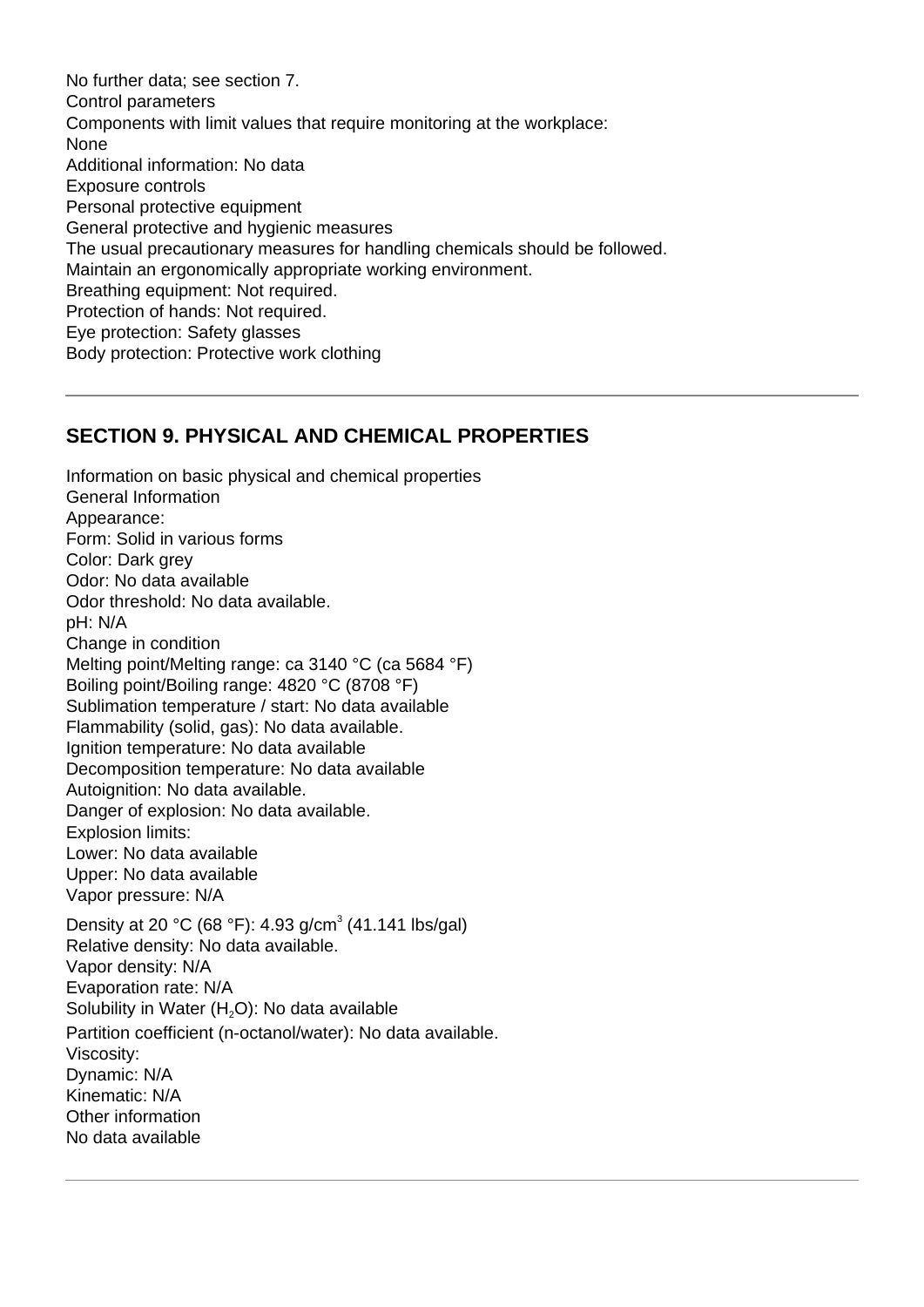No further data; see section 7.
Control parameters
Components with limit values that require monitoring at the workplace:
None
Additional information: No data
Exposure controls
Personal protective equipment
General protective and hygienic measures
The usual precautionary measures for handling chemicals should be followed.
Maintain an ergonomically appropriate working environment.
Breathing equipment: Not required.
Protection of hands: Not required.
Eye protection: Safety glasses
Body protection: Protective work clothing

---

## SECTION 9. PHYSICAL AND CHEMICAL PROPERTIES

Information on basic physical and chemical properties
General Information
Appearance:
Form: Solid in various forms
Color: Dark grey
Odor: No data available
Odor threshold: No data available.
pH: N/A
Change in condition
Melting point/Melting range: ca 3140 °C (ca 5684 °F)
Boiling point/Boiling range: 4820 °C (8708 °F)
Sublimation temperature / start: No data available
Flammability (solid, gas): No data available.
Ignition temperature: No data available
Decomposition temperature: No data available
Autoignition: No data available.
Danger of explosion: No data available.
Explosion limits:
Lower: No data available
Upper: No data available
Vapor pressure: N/A
Density at 20 °C (68 °F): 4.93 g/cm$^3$ (41.141 lbs/gal)
Relative density: No data available.
Vapor density: N/A
Evaporation rate: N/A
Solubility in Water ($H_2O$): No data available
Partition coefficient (n-octanol/water): No data available.
Viscosity:
Dynamic: N/A
Kinematic: N/A
Other information
No data available

---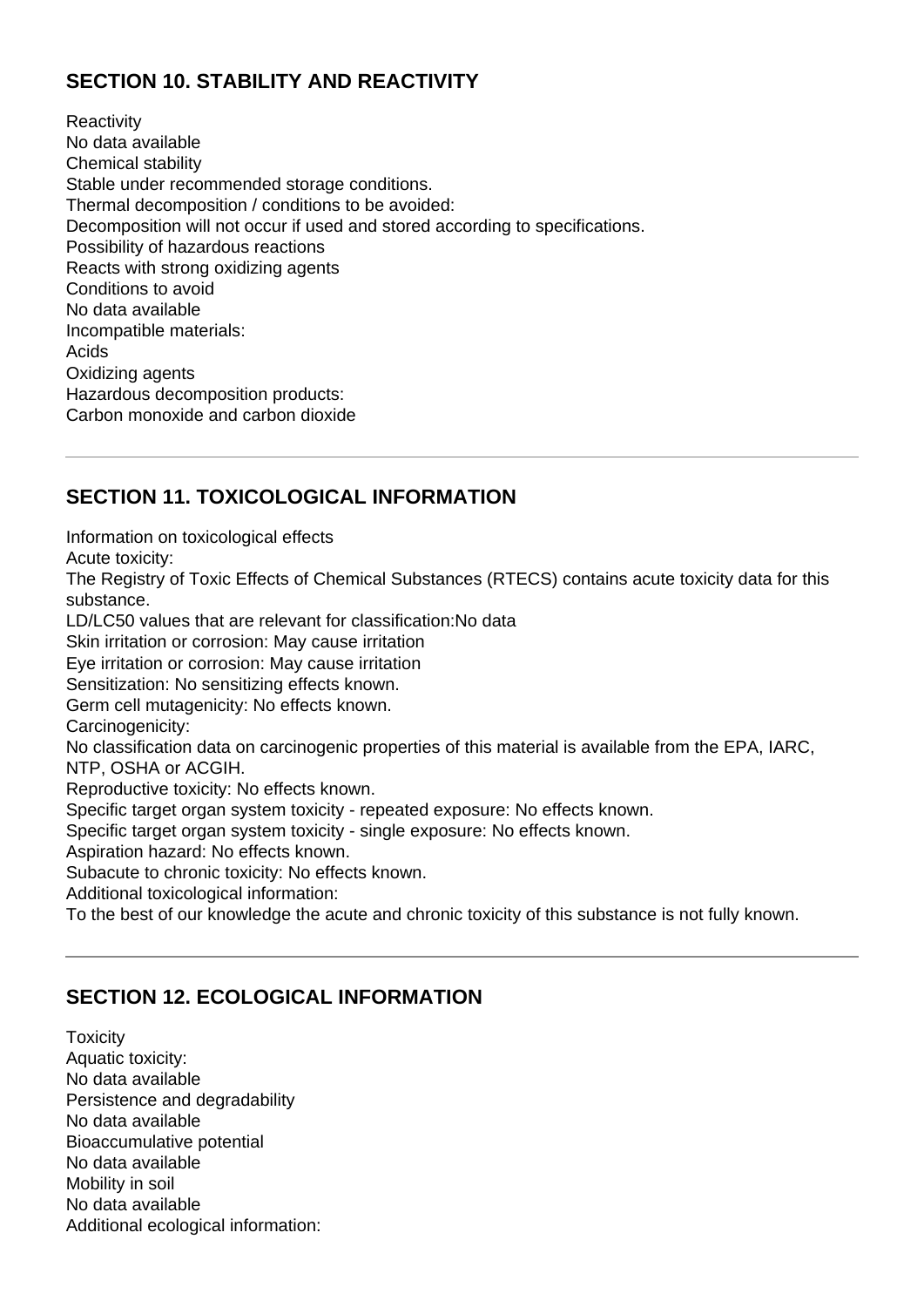## SECTION 10. STABILITY AND REACTIVITY

Reactivity
No data available
Chemical stability
Stable under recommended storage conditions.
Thermal decomposition / conditions to be avoided:
Decomposition will not occur if used and stored according to specifications.
Possibility of hazardous reactions
Reacts with strong oxidizing agents
Conditions to avoid
No data available
Incompatible materials:
Acids
Oxidizing agents
Hazardous decomposition products:
Carbon monoxide and carbon dioxide

---

## SECTION 11. TOXICOLOGICAL INFORMATION

Information on toxicological effects
Acute toxicity:
The Registry of Toxic Effects of Chemical Substances (RTECS) contains acute toxicity data for this substance.
LD/LC50 values that are relevant for classification:No data
Skin irritation or corrosion: May cause irritation
Eye irritation or corrosion: May cause irritation
Sensitization: No sensitizing effects known.
Germ cell mutagenicity: No effects known.
Carcinogenicity:
No classification data on carcinogenic properties of this material is available from the EPA, IARC, NTP, OSHA or ACGIH.
Reproductive toxicity: No effects known.
Specific target organ system toxicity - repeated exposure: No effects known.
Specific target organ system toxicity - single exposure: No effects known.
Aspiration hazard: No effects known.
Subacute to chronic toxicity: No effects known.
Additional toxicological information:
To the best of our knowledge the acute and chronic toxicity of this substance is not fully known.

---

## SECTION 12. ECOLOGICAL INFORMATION

Toxicity
Aquatic toxicity:
No data available
Persistence and degradability
No data available
Bioaccumulative potential
No data available
Mobility in soil
No data available
Additional ecological information: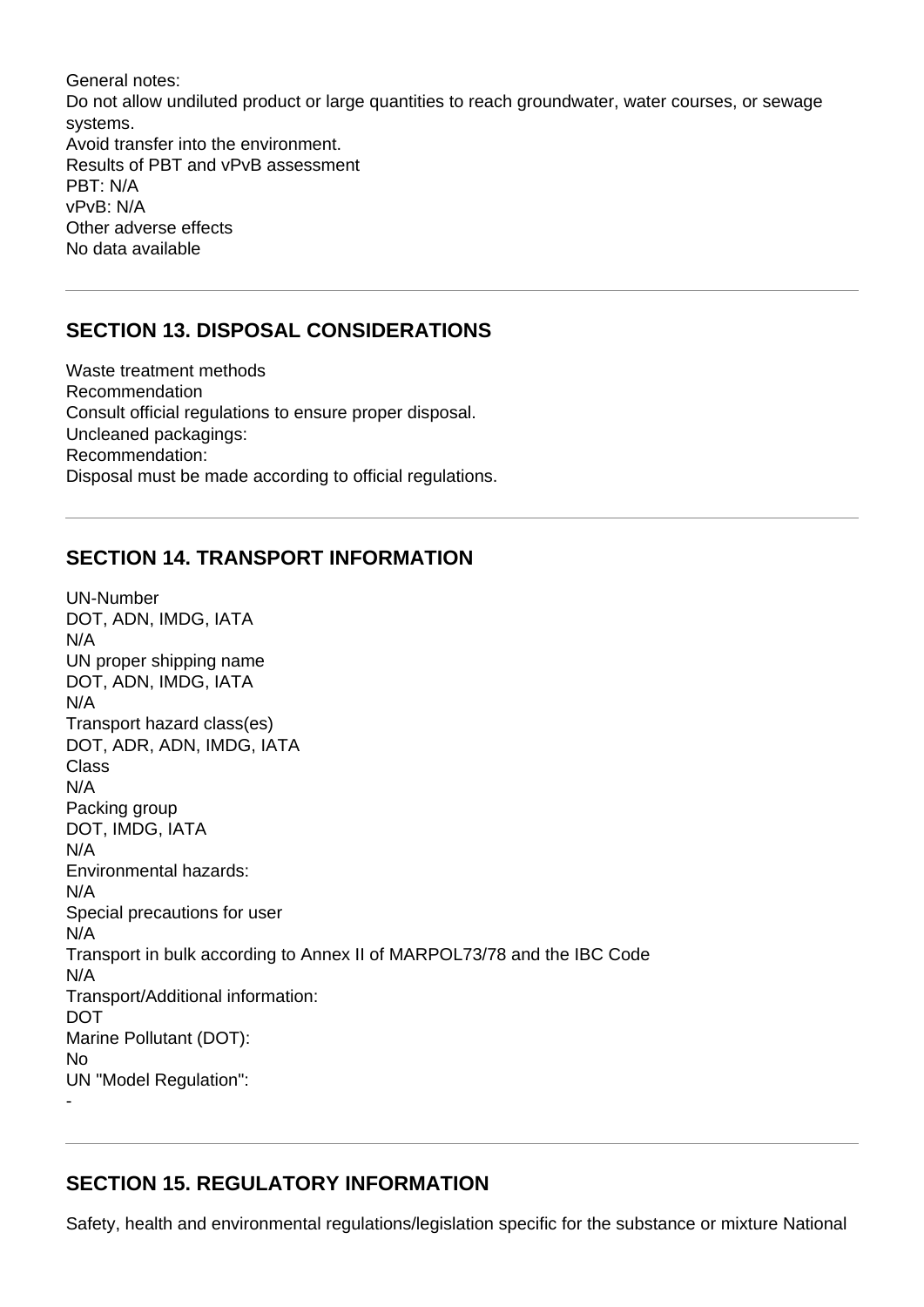General notes:
Do not allow undiluted product or large quantities to reach groundwater, water courses, or sewage systems.
Avoid transfer into the environment.
Results of PBT and vPvB assessment
PBT: N/A
vPvB: N/A
Other adverse effects
No data available

---

## SECTION 13. DISPOSAL CONSIDERATIONS

Waste treatment methods
Recommendation
Consult official regulations to ensure proper disposal.
Uncleaned packagings:
Recommendation:
Disposal must be made according to official regulations.

---

## SECTION 14. TRANSPORT INFORMATION

UN-Number
DOT, ADN, IMDG, IATA
N/A
UN proper shipping name
DOT, ADN, IMDG, IATA
N/A
Transport hazard class(es)
DOT, ADR, ADN, IMDG, IATA
Class
N/A
Packing group
DOT, IMDG, IATA
N/A
Environmental hazards:
N/A
Special precautions for user
N/A
Transport in bulk according to Annex II of MARPOL73/78 and the IBC Code
N/A
Transport/Additional information:
DOT
Marine Pollutant (DOT):
No
UN "Model Regulation":
-

---

## SECTION 15. REGULATORY INFORMATION

Safety, health and environmental regulations/legislation specific for the substance or mixture National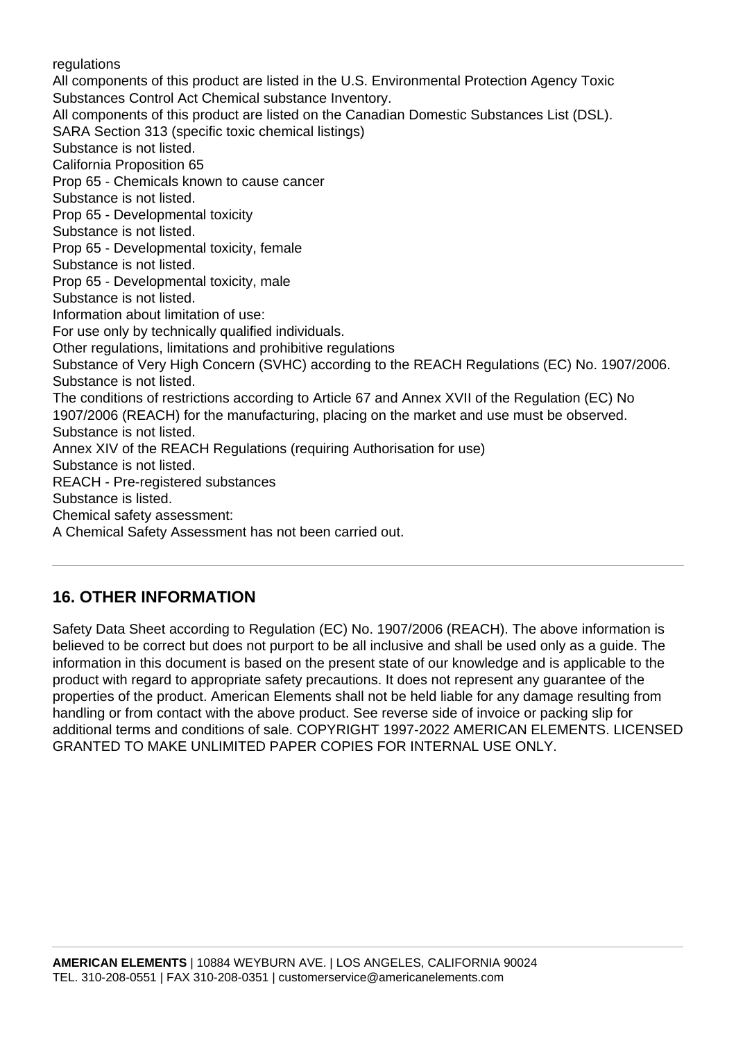regulations

All components of this product are listed in the U.S. Environmental Protection Agency Toxic Substances Control Act Chemical substance Inventory.

All components of this product are listed on the Canadian Domestic Substances List (DSL).

SARA Section 313 (specific toxic chemical listings)

Substance is not listed.

California Proposition 65

Prop 65 - Chemicals known to cause cancer

Substance is not listed.

Prop 65 - Developmental toxicity

Substance is not listed.

Prop 65 - Developmental toxicity, female

Substance is not listed.

Prop 65 - Developmental toxicity, male

Substance is not listed.

Information about limitation of use:

For use only by technically qualified individuals.

Other regulations, limitations and prohibitive regulations

Substance of Very High Concern (SVHC) according to the REACH Regulations (EC) No. 1907/2006.

Substance is not listed.

The conditions of restrictions according to Article 67 and Annex XVII of the Regulation (EC) No 1907/2006 (REACH) for the manufacturing, placing on the market and use must be observed.

Substance is not listed.

Annex XIV of the REACH Regulations (requiring Authorisation for use)

Substance is not listed.

REACH - Pre-registered substances

Substance is listed.

Chemical safety assessment:

A Chemical Safety Assessment has not been carried out.

## 16. OTHER INFORMATION

Safety Data Sheet according to Regulation (EC) No. 1907/2006 (REACH). The above information is believed to be correct but does not purport to be all inclusive and shall be used only as a guide. The information in this document is based on the present state of our knowledge and is applicable to the product with regard to appropriate safety precautions. It does not represent any guarantee of the properties of the product. American Elements shall not be held liable for any damage resulting from handling or from contact with the above product. See reverse side of invoice or packing slip for additional terms and conditions of sale. COPYRIGHT 1997-2022 AMERICAN ELEMENTS. LICENSED GRANTED TO MAKE UNLIMITED PAPER COPIES FOR INTERNAL USE ONLY.